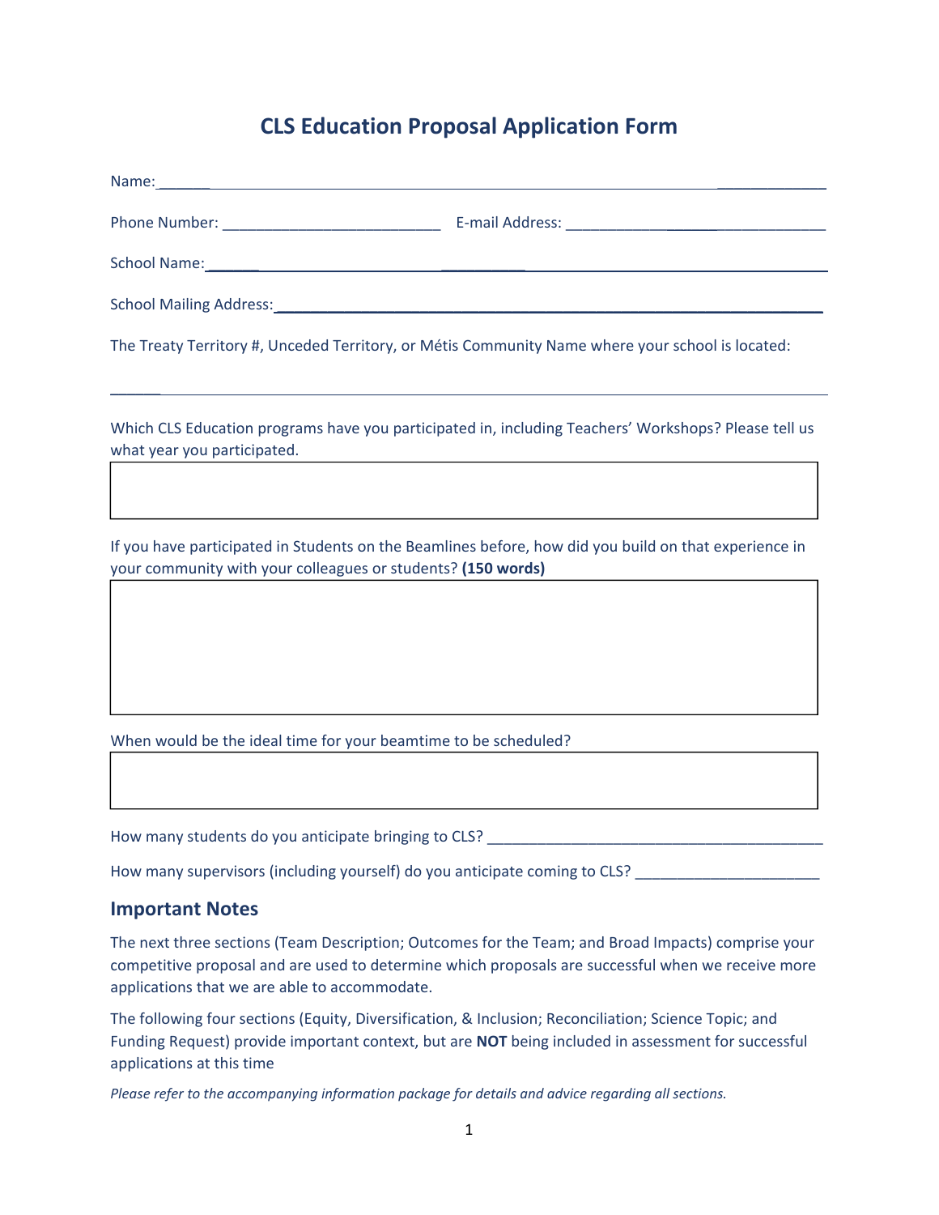# CLS Education Proposal Application Form

Name: ___________________________________________________________________________

Phone Number: ___________________________ E-mail Address: ___________________________

School Name: ___________________________________________________________________________

School Mailing Address: ___________________________________________________________________________

The Treaty Territory #, Unceded Territory, or Métis Community Name where your school is located:

___________________________________________________________________________

Which CLS Education programs have you participated in, including Teachers' Workshops? Please tell us what year you participated.

| |
|---|
| |

If you have participated in Students on the Beamlines before, how did you build on that experience in your community with your colleagues or students? **(150 words)**

| |
|---|
| |

When would be the ideal time for your beamtime to be scheduled?

| |
|---|
| |

How many students do you anticipate bringing to CLS? ___________________________

How many supervisors (including yourself) do you anticipate coming to CLS? ______________________

## Important Notes

The next three sections (Team Description; Outcomes for the Team; and Broad Impacts) comprise your competitive proposal and are used to determine which proposals are successful when we receive more applications that we are able to accommodate.

The following four sections (Equity, Diversification, & Inclusion; Reconciliation; Science Topic; and Funding Request) provide important context, but are **NOT** being included in assessment for successful applications at this time

*Please refer to the accompanying information package for details and advice regarding all sections.*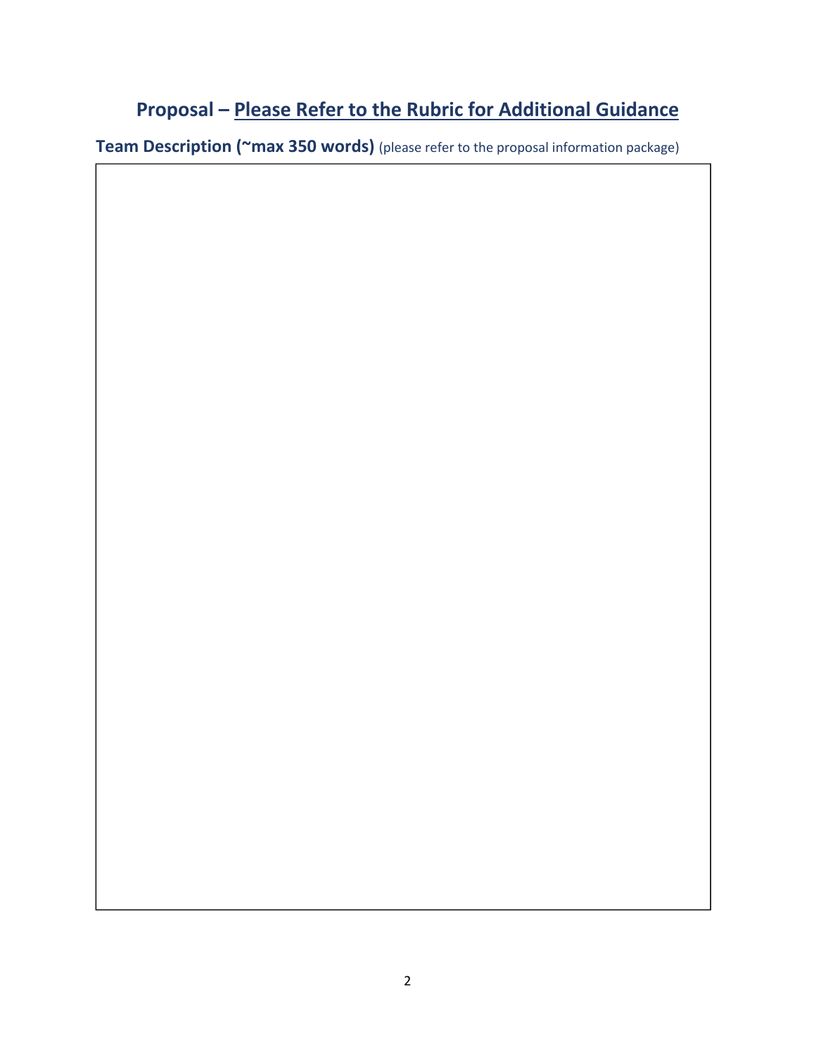# Proposal – Please Refer to the Rubric for Additional Guidance

**Team Description (~max 350 words)** (please refer to the proposal information package)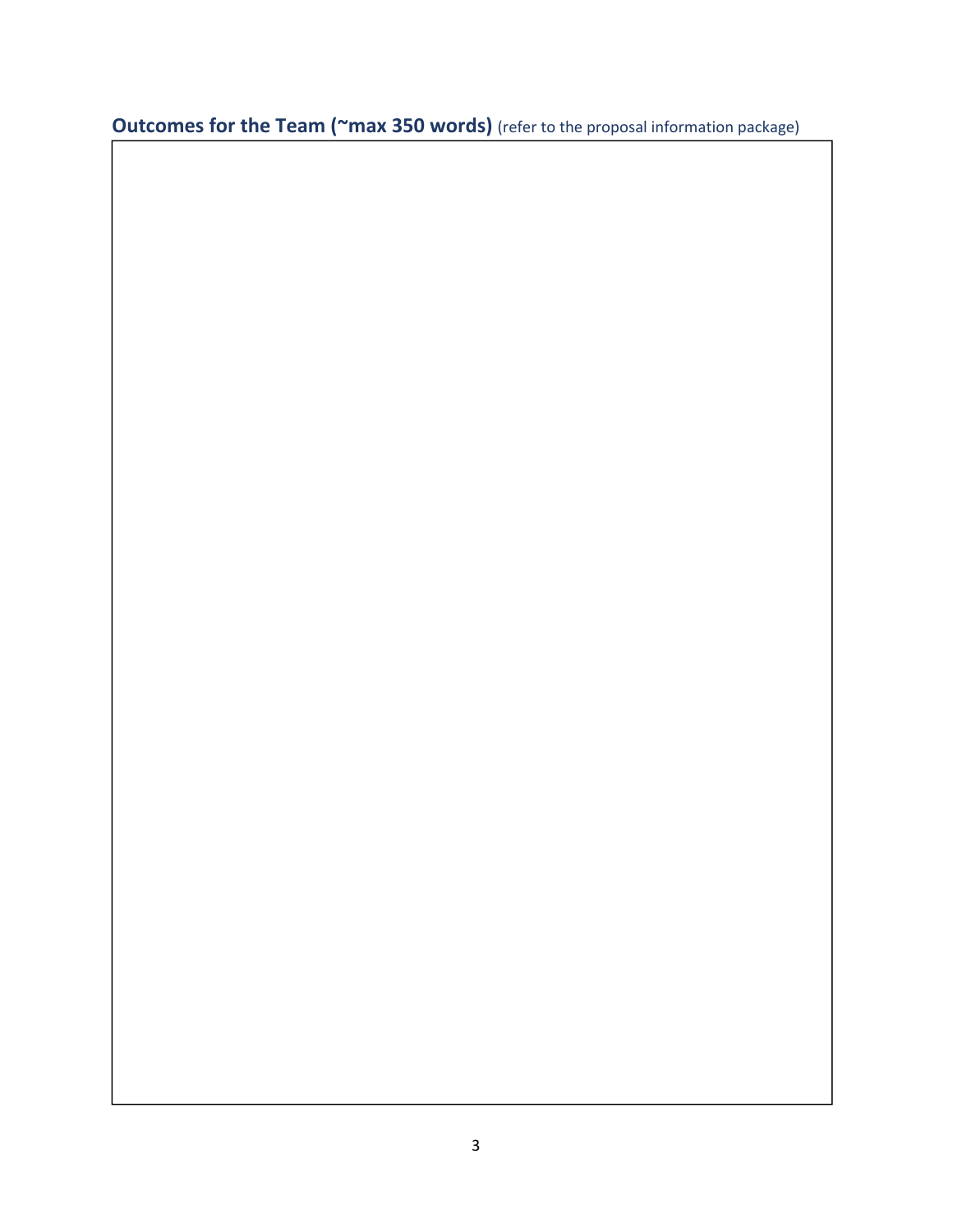## **Outcomes for the Team (~max 350 words)** (refer to the proposal information package)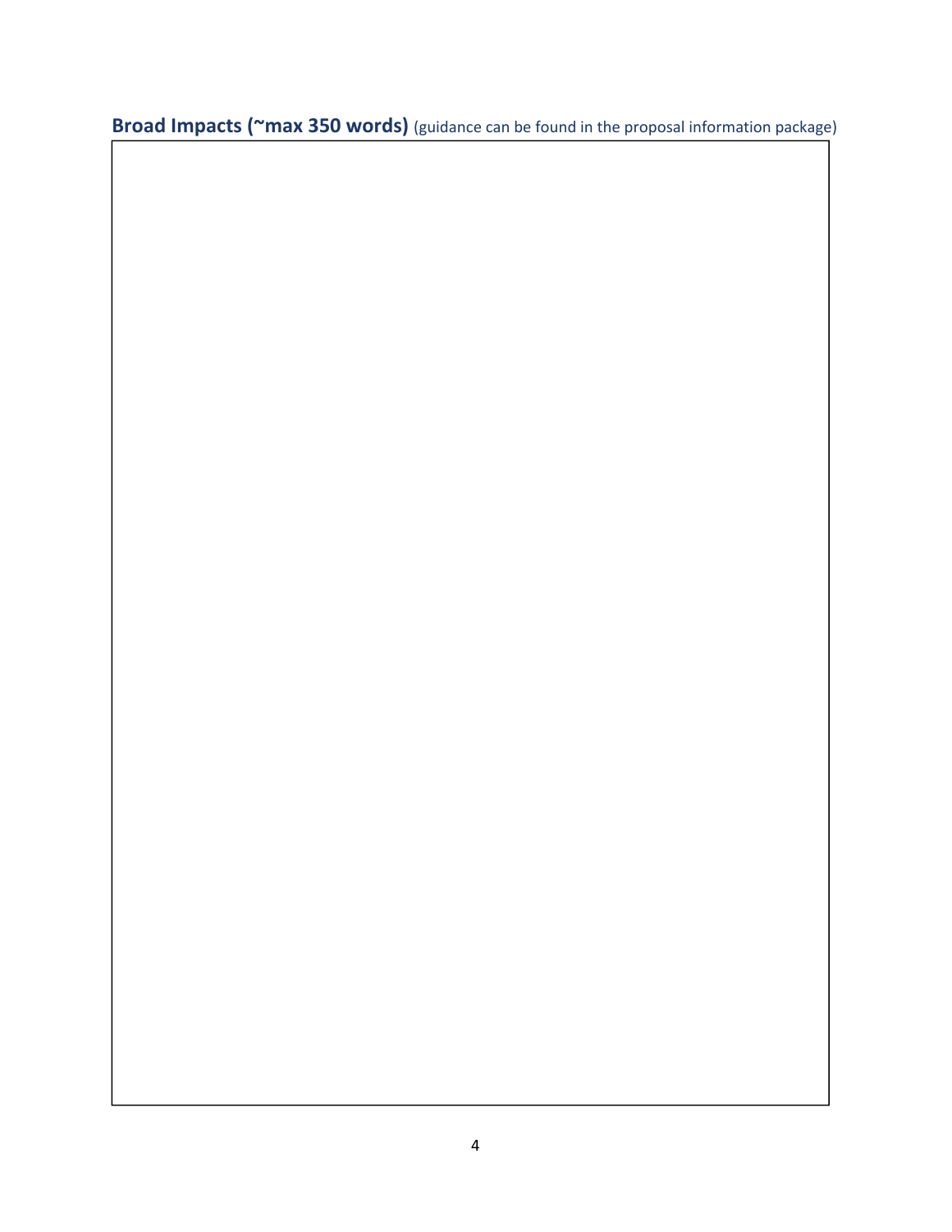**Broad Impacts (~max 350 words)** (guidance can be found in the proposal information package)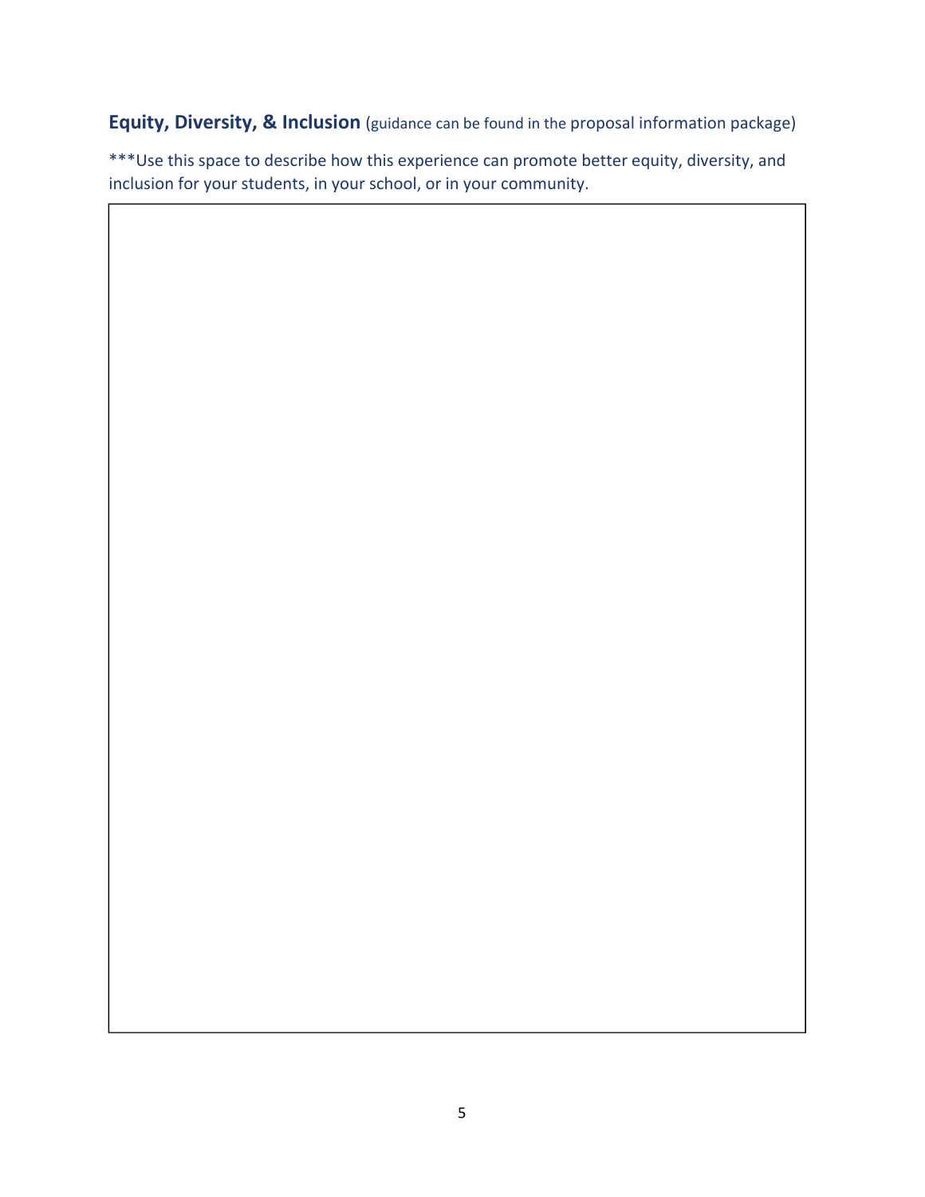**Equity, Diversity, & Inclusion** (guidance can be found in the proposal information package)

***Use this space to describe how this experience can promote better equity, diversity, and inclusion for your students, in your school, or in your community.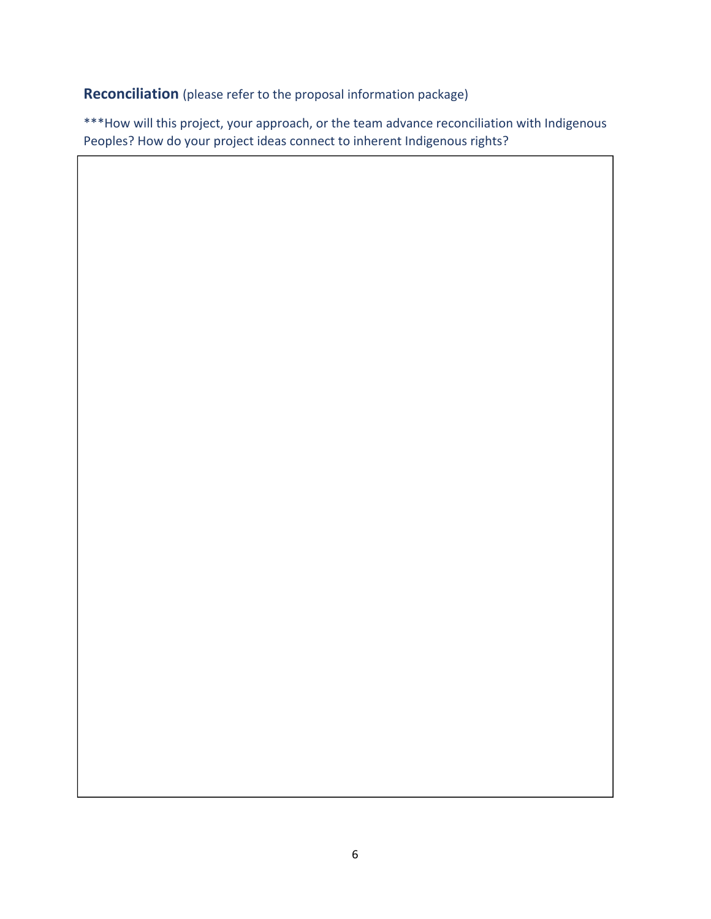**Reconciliation** (please refer to the proposal information package)

***How will this project, your approach, or the team advance reconciliation with Indigenous Peoples? How do your project ideas connect to inherent Indigenous rights?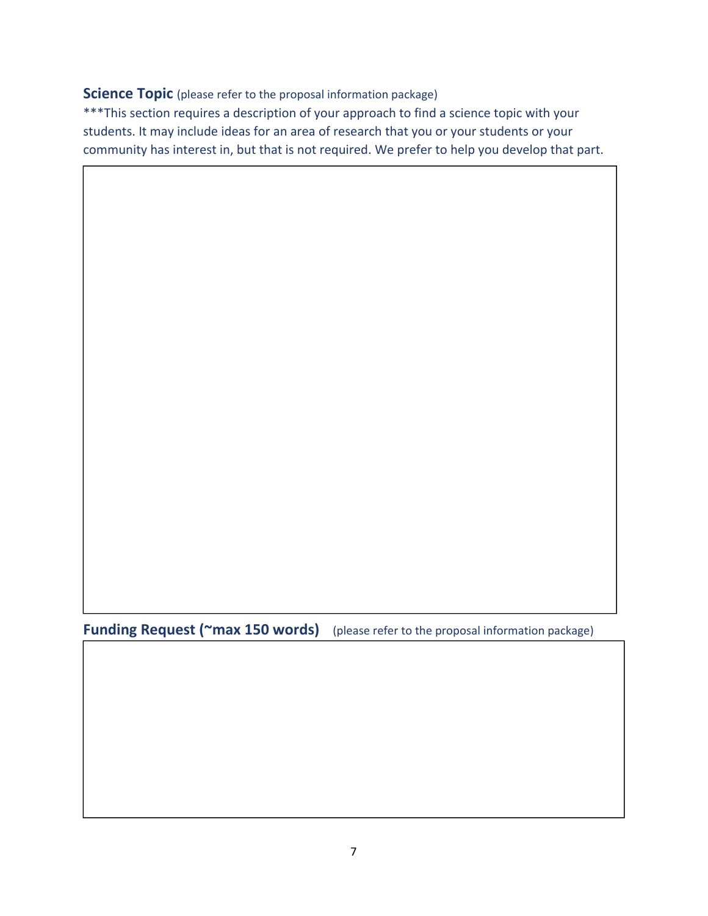**Science Topic** (please refer to the proposal information package)

***This section requires a description of your approach to find a science topic with your students. It may include ideas for an area of research that you or your students or your community has interest in, but that is not required. We prefer to help you develop that part.

**Funding Request (~max 150 words)** (please refer to the proposal information package)